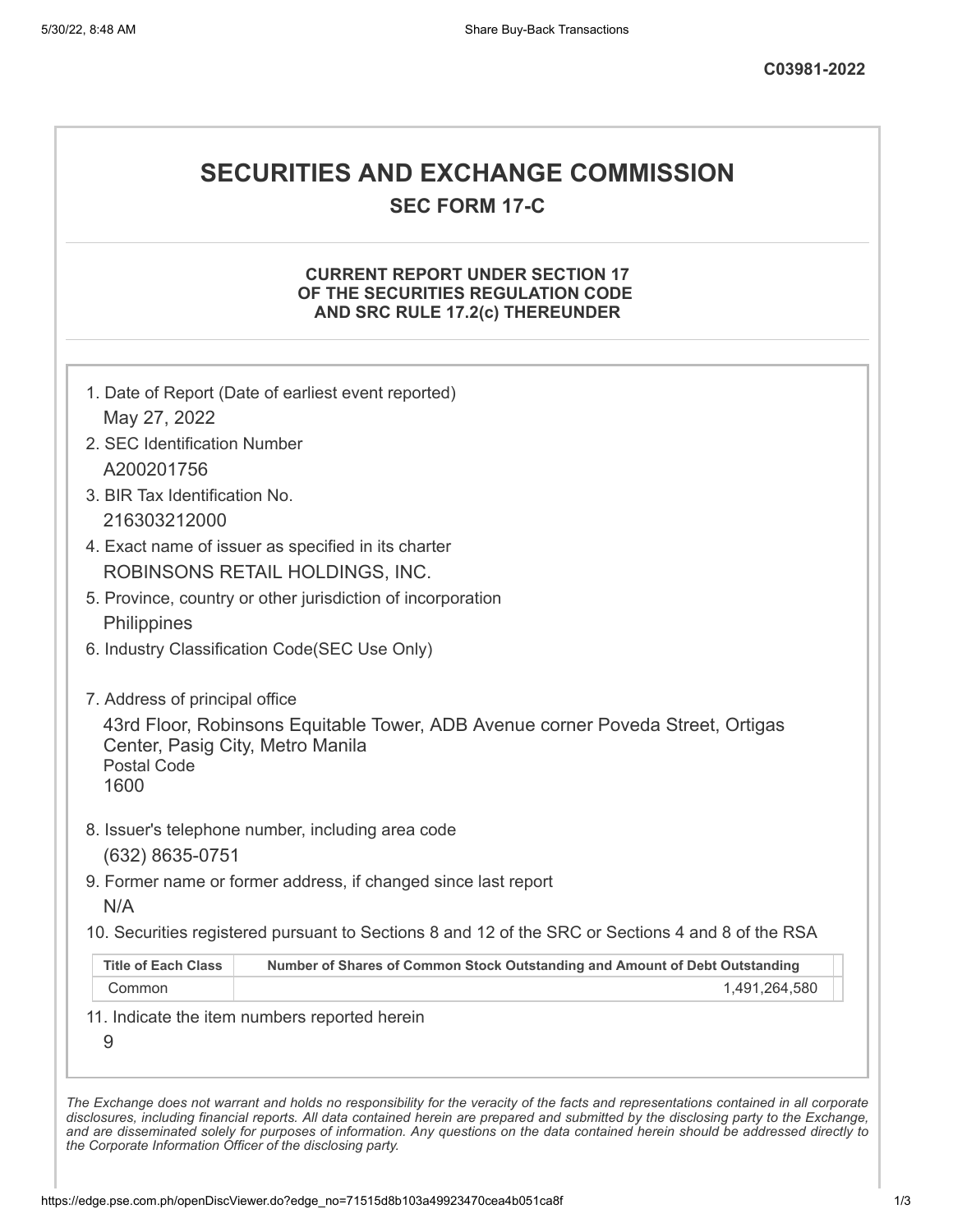C03981-2022

# SECURITIES AND EXCHANGE COMMISSION

## SEC FORM 17-C

### CURRENT REPORT UNDER SECTION 17 OF THE SECURITIES REGULATION CODE AND SRC RULE 17.2(c) THEREUNDER

1. Date of Report (Date of earliest event reported)
   May 27, 2022
2. SEC Identification Number
   A200201756
3. BIR Tax Identification No.
   216303212000
4. Exact name of issuer as specified in its charter
   ROBINSONS RETAIL HOLDINGS, INC.
5. Province, country or other jurisdiction of incorporation
   Philippines
6. Industry Classification Code(SEC Use Only)

7. Address of principal office
   43rd Floor, Robinsons Equitable Tower, ADB Avenue corner Poveda Street, Ortigas Center, Pasig City, Metro Manila
   Postal Code
   1600
8. Issuer's telephone number, including area code
   (632) 8635-0751
9. Former name or former address, if changed since last report
   N/A
10. Securities registered pursuant to Sections 8 and 12 of the SRC or Sections 4 and 8 of the RSA

| Title of Each Class | Number of Shares of Common Stock Outstanding and Amount of Debt Outstanding |
|---|---|
| Common | 1,491,264,580 |

11. Indicate the item numbers reported herein
    9

*The Exchange does not warrant and holds no responsibility for the veracity of the facts and representations contained in all corporate disclosures, including financial reports. All data contained herein are prepared and submitted by the disclosing party to the Exchange, and are disseminated solely for purposes of information. Any questions on the data contained herein should be addressed directly to the Corporate Information Officer of the disclosing party.*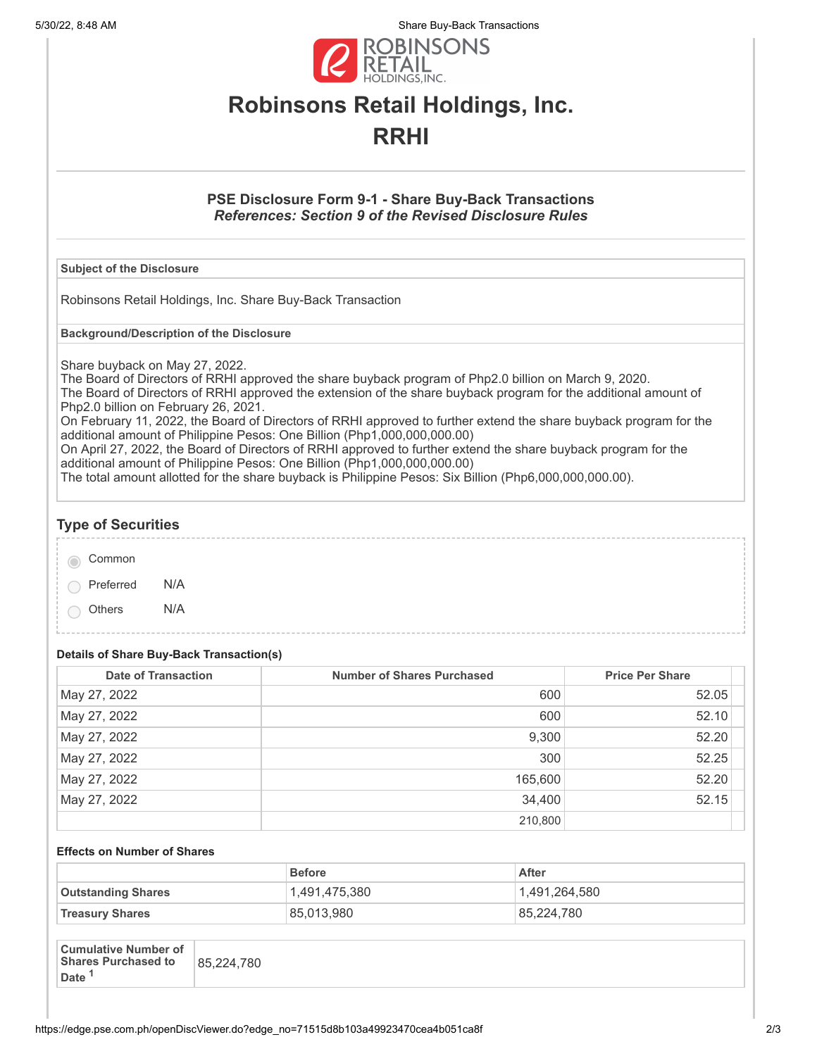# Robinsons Retail Holdings, Inc.

# RRHI

### PSE Disclosure Form 9-1 - Share Buy-Back Transactions

***References: Section 9 of the Revised Disclosure Rules***

**Subject of the Disclosure**

Robinsons Retail Holdings, Inc. Share Buy-Back Transaction

**Background/Description of the Disclosure**

Share buyback on May 27, 2022.
The Board of Directors of RRHI approved the share buyback program of Php2.0 billion on March 9, 2020.
The Board of Directors of RRHI approved the extension of the share buyback program for the additional amount of Php2.0 billion on February 26, 2021.
On February 11, 2022, the Board of Directors of RRHI approved to further extend the share buyback program for the additional amount of Philippine Pesos: One Billion (Php1,000,000,000.00)
On April 27, 2022, the Board of Directors of RRHI approved to further extend the share buyback program for the additional amount of Philippine Pesos: One Billion (Php1,000,000,000.00)
The total amount allotted for the share buyback is Philippine Pesos: Six Billion (Php6,000,000,000.00).

## Type of Securities

- (selected) Common
- Preferred N/A
- Others N/A

**Details of Share Buy-Back Transaction(s)**

| Date of Transaction | Number of Shares Purchased | Price Per Share |
|---|---|---|
| May 27, 2022 | 600 | 52.05 |
| May 27, 2022 | 600 | 52.10 |
| May 27, 2022 | 9,300 | 52.20 |
| May 27, 2022 | 300 | 52.25 |
| May 27, 2022 | 165,600 | 52.20 |
| May 27, 2022 | 34,400 | 52.15 |
| | 210,800 | |

**Effects on Number of Shares**

| | Before | After |
|---|---|---|
| **Outstanding Shares** | 1,491,475,380 | 1,491,264,580 |
| **Treasury Shares** | 85,013,980 | 85,224,780 |

| **Cumulative Number of Shares Purchased to Date** [1] | 85,224,780 |
|---|---|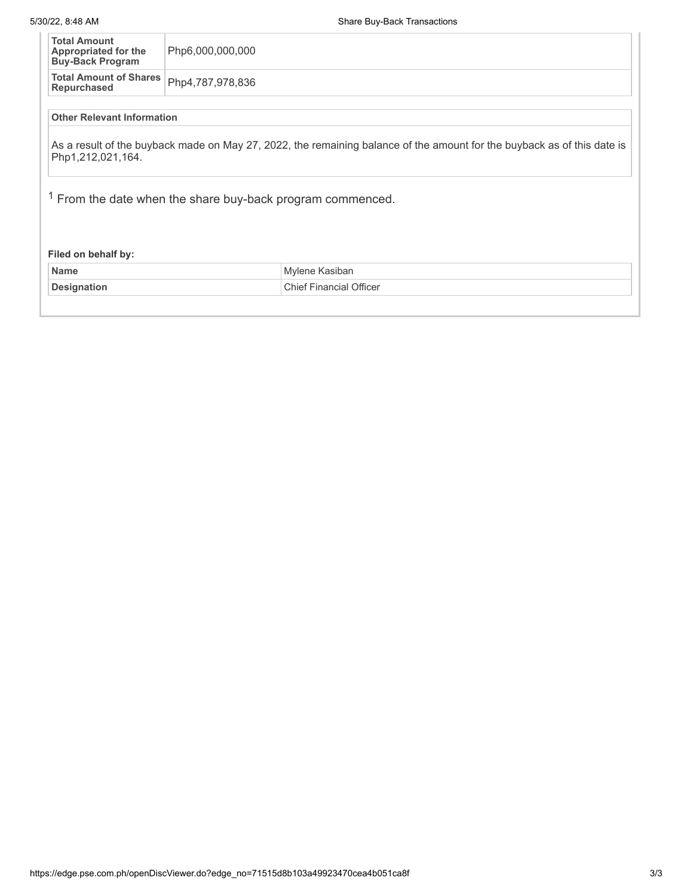| | |
|---|---|
| **Total Amount Appropriated for the Buy-Back Program** | Php6,000,000,000 |
| **Total Amount of Shares Repurchased** | Php4,787,978,836 |

| **Other Relevant Information** |
|---|
| As a result of the buyback made on May 27, 2022, the remaining balance of the amount for the buyback as of this date is Php1,212,021,164. |

[1] From the date when the share buy-back program commenced.

**Filed on behalf by:**

| | |
|---|---|
| **Name** | Mylene Kasiban |
| **Designation** | Chief Financial Officer |